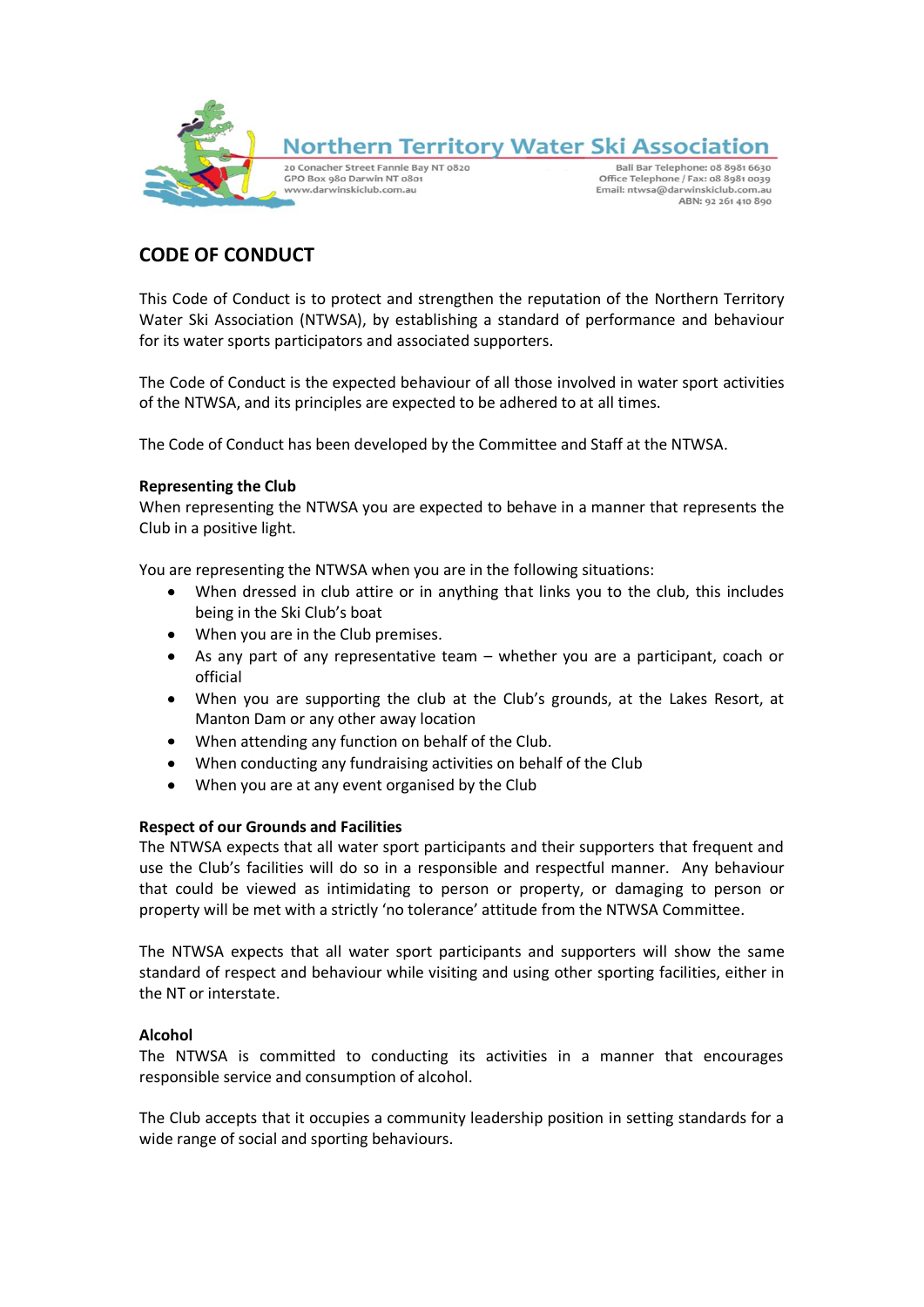Northern Territory Water Ski Association

20 Conacher Street Fannie Bay NT 0820
GPO Box 980 Darwin NT 0801
www.darwinskiclub.com.au

Bali Bar Telephone: 08 8981 6630
Office Telephone / Fax: 08 8981 0039
Email: ntwsa@darwinskiclub.com.au
ABN: 92 261 410 890

## CODE OF CONDUCT

This Code of Conduct is to protect and strengthen the reputation of the Northern Territory Water Ski Association (NTWSA), by establishing a standard of performance and behaviour for its water sports participators and associated supporters.

The Code of Conduct is the expected behaviour of all those involved in water sport activities of the NTWSA, and its principles are expected to be adhered to at all times.

The Code of Conduct has been developed by the Committee and Staff at the NTWSA.

**Representing the Club**

When representing the NTWSA you are expected to behave in a manner that represents the Club in a positive light.

You are representing the NTWSA when you are in the following situations:

- When dressed in club attire or in anything that links you to the club, this includes being in the Ski Club's boat
- When you are in the Club premises.
- As any part of any representative team – whether you are a participant, coach or official
- When you are supporting the club at the Club's grounds, at the Lakes Resort, at Manton Dam or any other away location
- When attending any function on behalf of the Club.
- When conducting any fundraising activities on behalf of the Club
- When you are at any event organised by the Club

**Respect of our Grounds and Facilities**

The NTWSA expects that all water sport participants and their supporters that frequent and use the Club's facilities will do so in a responsible and respectful manner. Any behaviour that could be viewed as intimidating to person or property, or damaging to person or property will be met with a strictly 'no tolerance' attitude from the NTWSA Committee.

The NTWSA expects that all water sport participants and supporters will show the same standard of respect and behaviour while visiting and using other sporting facilities, either in the NT or interstate.

**Alcohol**

The NTWSA is committed to conducting its activities in a manner that encourages responsible service and consumption of alcohol.

The Club accepts that it occupies a community leadership position in setting standards for a wide range of social and sporting behaviours.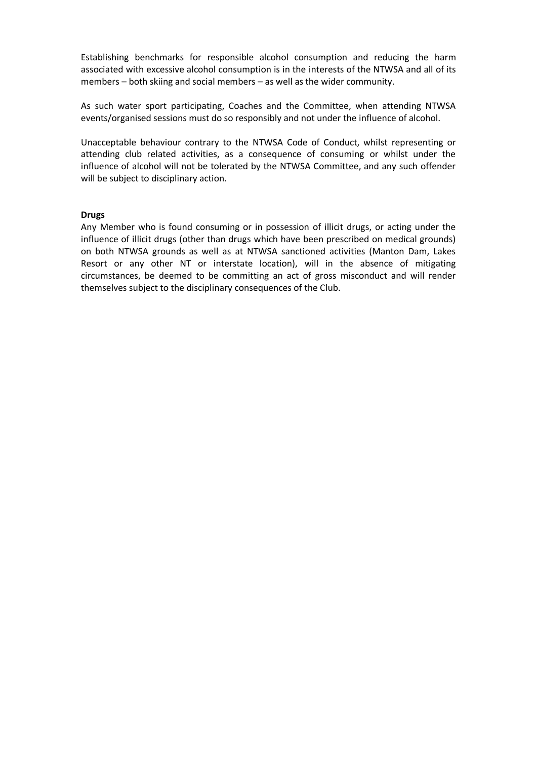Establishing benchmarks for responsible alcohol consumption and reducing the harm associated with excessive alcohol consumption is in the interests of the NTWSA and all of its members – both skiing and social members – as well as the wider community.

As such water sport participating, Coaches and the Committee, when attending NTWSA events/organised sessions must do so responsibly and not under the influence of alcohol.

Unacceptable behaviour contrary to the NTWSA Code of Conduct, whilst representing or attending club related activities, as a consequence of consuming or whilst under the influence of alcohol will not be tolerated by the NTWSA Committee, and any such offender will be subject to disciplinary action.

**Drugs**

Any Member who is found consuming or in possession of illicit drugs, or acting under the influence of illicit drugs (other than drugs which have been prescribed on medical grounds) on both NTWSA grounds as well as at NTWSA sanctioned activities (Manton Dam, Lakes Resort or any other NT or interstate location), will in the absence of mitigating circumstances, be deemed to be committing an act of gross misconduct and will render themselves subject to the disciplinary consequences of the Club.